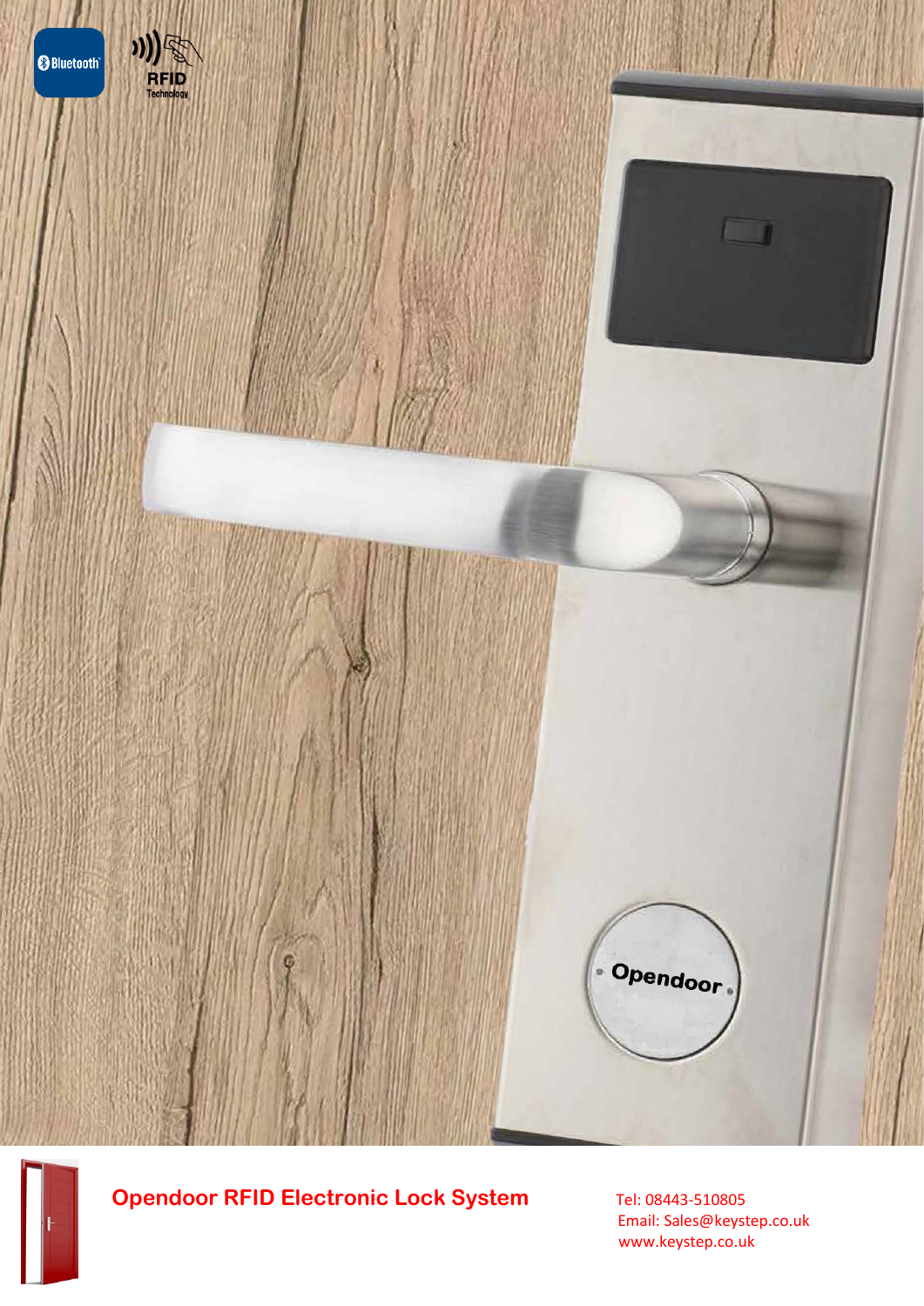# Opendoor RFID Electronic Lock System

Tel: 08443-510805
Email: Sales@keystep.co.uk
www.keystep.co.uk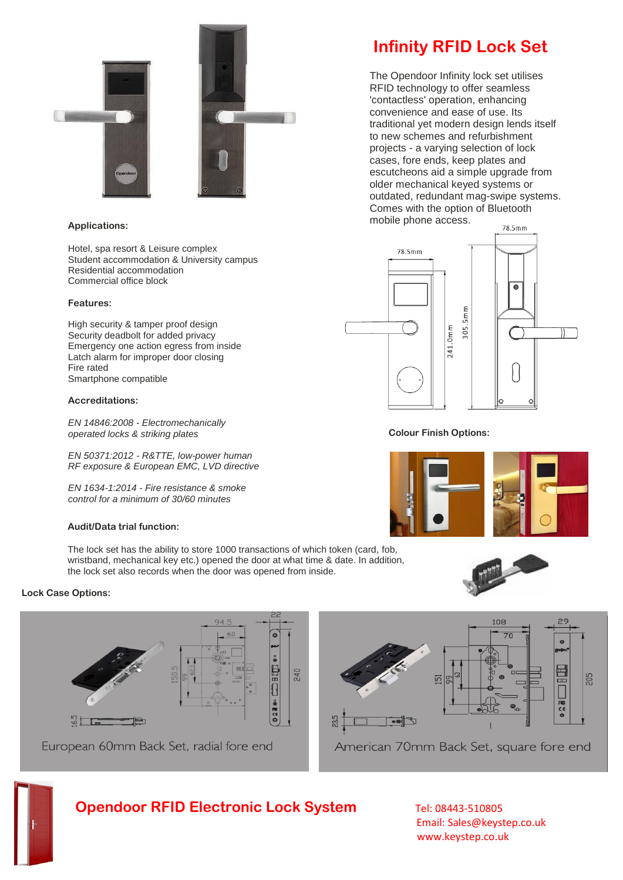# Infinity RFID Lock Set

The Opendoor Infinity lock set utilises RFID technology to offer seamless 'contactless' operation, enhancing convenience and ease of use. Its traditional yet modern design lends itself to new schemes and refurbishment projects - a varying selection of lock cases, fore ends, keep plates and escutcheons aid a simple upgrade from older mechanical keyed systems or outdated, redundant mag-swipe systems. Comes with the option of Bluetooth mobile phone access.

78.5mm
78.5mm
241.0mm
305.5mm

**Applications:**

Hotel, spa resort & Leisure complex
Student accommodation & University campus
Residential accommodation
Commercial office block

**Features:**

High security & tamper proof design
Security deadbolt for added privacy
Emergency one action egress from inside
Latch alarm for improper door closing
Fire rated
Smartphone compatible

**Accreditations:**

*EN 14846:2008 - Electromechanically operated locks & striking plates*

*EN 50371:2012 - R&TTE, low-power human RF exposure & European EMC, LVD directive*

*EN 1634-1:2014 - Fire resistance & smoke control for a minimum of 30/60 minutes*

**Colour Finish Options:**

**Audit/Data trial function:**

The lock set has the ability to store 1000 transactions of which token (card, fob, wristband, mechanical key etc.) opened the door at what time & date. In addition, the lock set also records when the door was opened from inside.

**Lock Case Options:**

94.5
60
22
150.5
99
62.5
240
16.5

European 60mm Back Set, radial fore end

108
70
29
151
99
63
205
23.5

American 70mm Back Set, square fore end

## Opendoor RFID Electronic Lock System

Tel: 08443-510805
Email: Sales@keystep.co.uk
www.keystep.co.uk